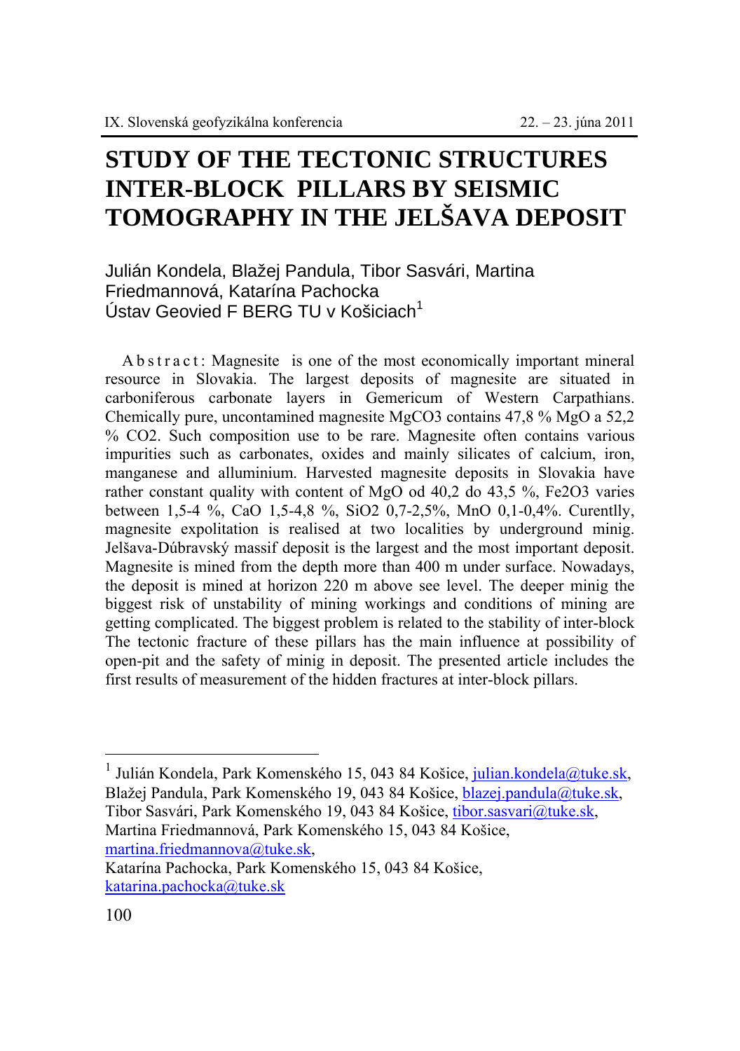# STUDY OF THE TECTONIC STRUCTURES INTER-BLOCK PILLARS BY SEISMIC TOMOGRAPHY IN THE JELŠAVA DEPOSIT

Julián Kondela, Blažej Pandula, Tibor Sasvári, Martina Friedmannová, Katarína Pachocka
Ústav Geovied F BERG TU v Košiciach[1]

A b s t r a c t : Magnesite is one of the most economically important mineral resource in Slovakia. The largest deposits of magnesite are situated in carboniferous carbonate layers in Gemericum of Western Carpathians. Chemically pure, uncontamined magnesite $MgCO_3$ contains 47,8 % MgO a 52,2 % $CO_2$. Such composition use to be rare. Magnesite often contains various impurities such as carbonates, oxides and mainly silicates of calcium, iron, manganese and alluminium. Harvested magnesite deposits in Slovakia have rather constant quality with content of MgO od 40,2 do 43,5 %, $Fe_2O_3$ varies between 1,5-4 %, CaO 1,5-4,8 %, $SiO_2$ 0,7-2,5%, MnO 0,1-0,4%. Curentlly, magnesite expolitation is realised at two localities by underground minig. Jelšava-Dúbravský massif deposit is the largest and the most important deposit. Magnesite is mined from the depth more than 400 m under surface. Nowadays, the deposit is mined at horizon 220 m above see level. The deeper minig the biggest risk of unstability of mining workings and conditions of mining are getting complicated. The biggest problem is related to the stability of inter-block The tectonic fracture of these pillars has the main influence at possibility of open-pit and the safety of minig in deposit. The presented article includes the first results of measurement of the hidden fractures at inter-block pillars.

---

[1] Julián Kondela, Park Komenského 15, 043 84 Košice, julian.kondela@tuke.sk,
Blažej Pandula, Park Komenského 19, 043 84 Košice, blazej.pandula@tuke.sk,
Tibor Sasvári, Park Komenského 19, 043 84 Košice, tibor.sasvari@tuke.sk,
Martina Friedmannová, Park Komenského 15, 043 84 Košice,
martina.friedmannova@tuke.sk,
Katarína Pachocka, Park Komenského 15, 043 84 Košice,
katarina.pachocka@tuke.sk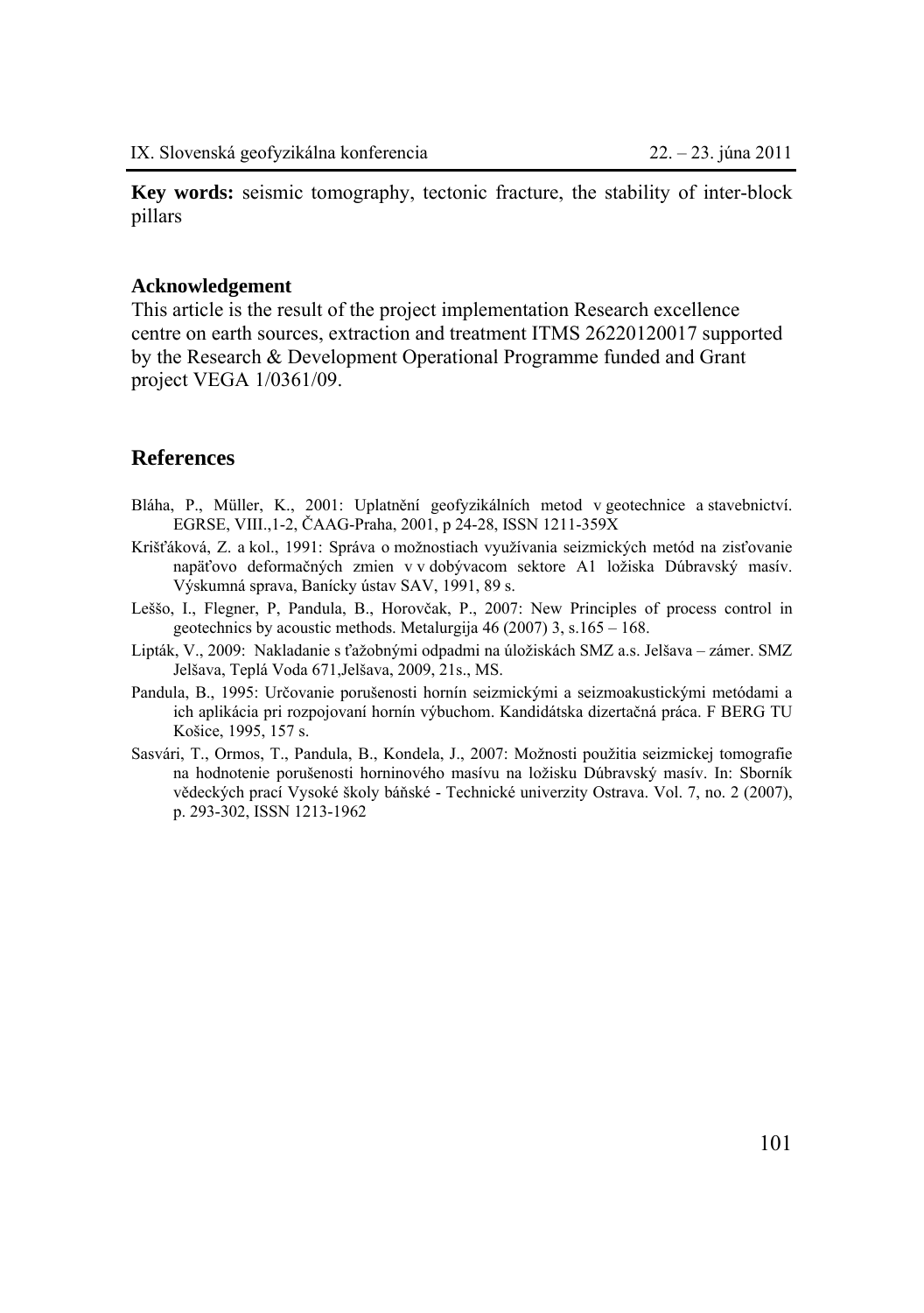**Key words:** seismic tomography, tectonic fracture, the stability of inter-block pillars

### Acknowledgement

This article is the result of the project implementation Research excellence centre on earth sources, extraction and treatment ITMS 26220120017 supported by the Research & Development Operational Programme funded and Grant project VEGA 1/0361/09.

## References

Bláha, P., Müller, K., 2001: Uplatnění geofyzikálních metod v geotechnice a stavebnictví. EGRSE, VIII.,1-2, ČAAG-Praha, 2001, p 24-28, ISSN 1211-359X

Krišťáková, Z. a kol., 1991: Správa o možnostiach využívania seizmických metód na zisťovanie napäťovo deformačných zmien v v dobývacom sektore A1 ložiska Dúbravský masív. Výskumná sprava, Banícky ústav SAV, 1991, 89 s.

Leššo, I., Flegner, P, Pandula, B., Horovčak, P., 2007: New Principles of process control in geotechnics by acoustic methods. Metalurgija 46 (2007) 3, s.165 – 168.

Lipták, V., 2009: Nakladanie s ťažobnými odpadmi na úložiskách SMZ a.s. Jelšava – zámer. SMZ Jelšava, Teplá Voda 671,Jelšava, 2009, 21s., MS.

Pandula, B., 1995: Určovanie porušenosti hornín seizmickými a seizmoakustickými metódami a ich aplikácia pri rozpojovaní hornín výbuchom. Kandidátska dizertačná práca. F BERG TU Košice, 1995, 157 s.

Sasvári, T., Ormos, T., Pandula, B., Kondela, J., 2007: Možnosti použitia seizmickej tomografie na hodnotenie porušenosti horninového masívu na ložisku Dúbravský masív. In: Sborník vědeckých prací Vysoké školy báňské - Technické univerzity Ostrava. Vol. 7, no. 2 (2007), p. 293-302, ISSN 1213-1962